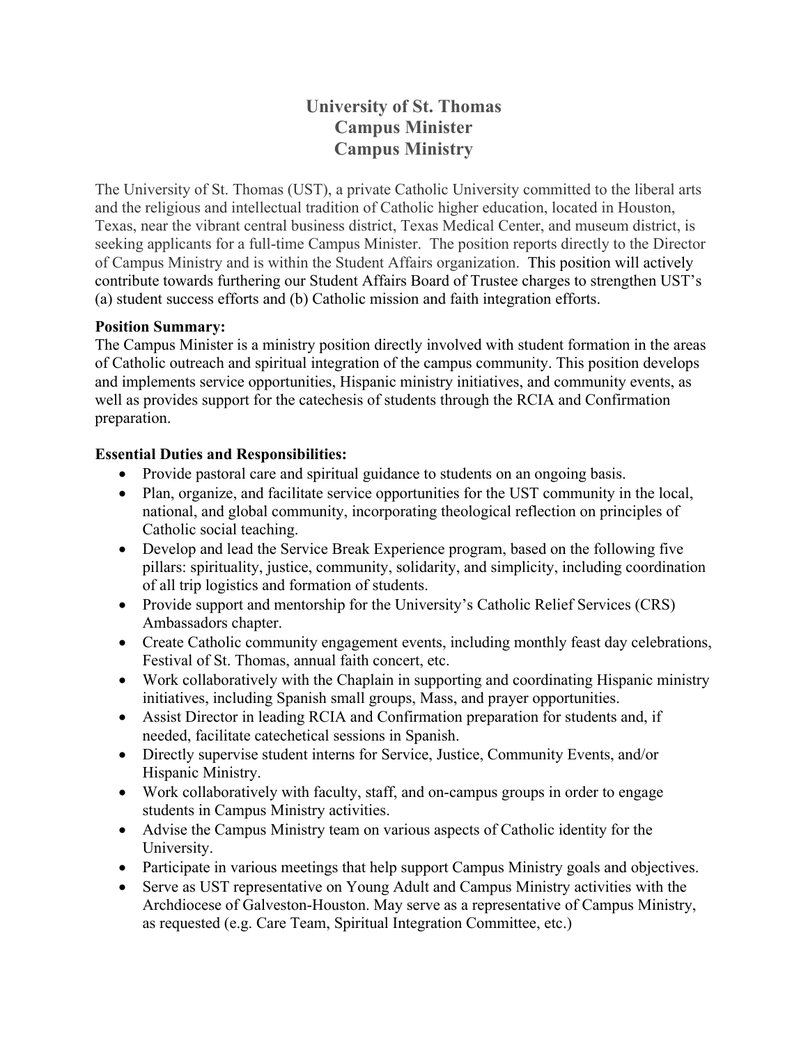# University of St. Thomas
# Campus Minister
# Campus Ministry

The University of St. Thomas (UST), a private Catholic University committed to the liberal arts and the religious and intellectual tradition of Catholic higher education, located in Houston, Texas, near the vibrant central business district, Texas Medical Center, and museum district, is seeking applicants for a full-time Campus Minister. The position reports directly to the Director of Campus Ministry and is within the Student Affairs organization. This position will actively contribute towards furthering our Student Affairs Board of Trustee charges to strengthen UST's (a) student success efforts and (b) Catholic mission and faith integration efforts.

**Position Summary:**
The Campus Minister is a ministry position directly involved with student formation in the areas of Catholic outreach and spiritual integration of the campus community. This position develops and implements service opportunities, Hispanic ministry initiatives, and community events, as well as provides support for the catechesis of students through the RCIA and Confirmation preparation.

**Essential Duties and Responsibilities:**

- Provide pastoral care and spiritual guidance to students on an ongoing basis.
- Plan, organize, and facilitate service opportunities for the UST community in the local, national, and global community, incorporating theological reflection on principles of Catholic social teaching.
- Develop and lead the Service Break Experience program, based on the following five pillars: spirituality, justice, community, solidarity, and simplicity, including coordination of all trip logistics and formation of students.
- Provide support and mentorship for the University's Catholic Relief Services (CRS) Ambassadors chapter.
- Create Catholic community engagement events, including monthly feast day celebrations, Festival of St. Thomas, annual faith concert, etc.
- Work collaboratively with the Chaplain in supporting and coordinating Hispanic ministry initiatives, including Spanish small groups, Mass, and prayer opportunities.
- Assist Director in leading RCIA and Confirmation preparation for students and, if needed, facilitate catechetical sessions in Spanish.
- Directly supervise student interns for Service, Justice, Community Events, and/or Hispanic Ministry.
- Work collaboratively with faculty, staff, and on-campus groups in order to engage students in Campus Ministry activities.
- Advise the Campus Ministry team on various aspects of Catholic identity for the University.
- Participate in various meetings that help support Campus Ministry goals and objectives.
- Serve as UST representative on Young Adult and Campus Ministry activities with the Archdiocese of Galveston-Houston. May serve as a representative of Campus Ministry, as requested (e.g. Care Team, Spiritual Integration Committee, etc.)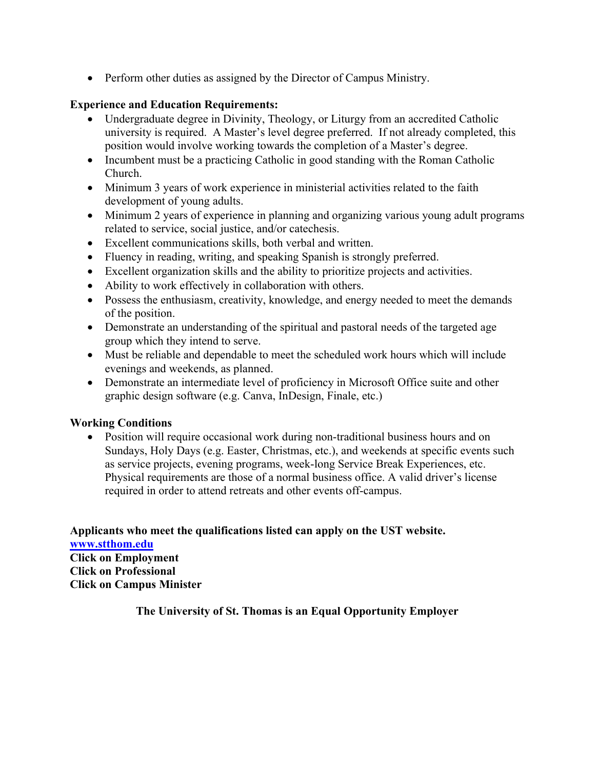- Perform other duties as assigned by the Director of Campus Ministry.

**Experience and Education Requirements:**

- Undergraduate degree in Divinity, Theology, or Liturgy from an accredited Catholic university is required. A Master's level degree preferred. If not already completed, this position would involve working towards the completion of a Master's degree.
- Incumbent must be a practicing Catholic in good standing with the Roman Catholic Church.
- Minimum 3 years of work experience in ministerial activities related to the faith development of young adults.
- Minimum 2 years of experience in planning and organizing various young adult programs related to service, social justice, and/or catechesis.
- Excellent communications skills, both verbal and written.
- Fluency in reading, writing, and speaking Spanish is strongly preferred.
- Excellent organization skills and the ability to prioritize projects and activities.
- Ability to work effectively in collaboration with others.
- Possess the enthusiasm, creativity, knowledge, and energy needed to meet the demands of the position.
- Demonstrate an understanding of the spiritual and pastoral needs of the targeted age group which they intend to serve.
- Must be reliable and dependable to meet the scheduled work hours which will include evenings and weekends, as planned.
- Demonstrate an intermediate level of proficiency in Microsoft Office suite and other graphic design software (e.g. Canva, InDesign, Finale, etc.)

**Working Conditions**

- Position will require occasional work during non-traditional business hours and on Sundays, Holy Days (e.g. Easter, Christmas, etc.), and weekends at specific events such as service projects, evening programs, week-long Service Break Experiences, etc. Physical requirements are those of a normal business office. A valid driver's license required in order to attend retreats and other events off-campus.

**Applicants who meet the qualifications listed can apply on the UST website.**
**[www.stthom.edu](http://www.stthom.edu)**
**Click on Employment**
**Click on Professional**
**Click on Campus Minister**

**The University of St. Thomas is an Equal Opportunity Employer**